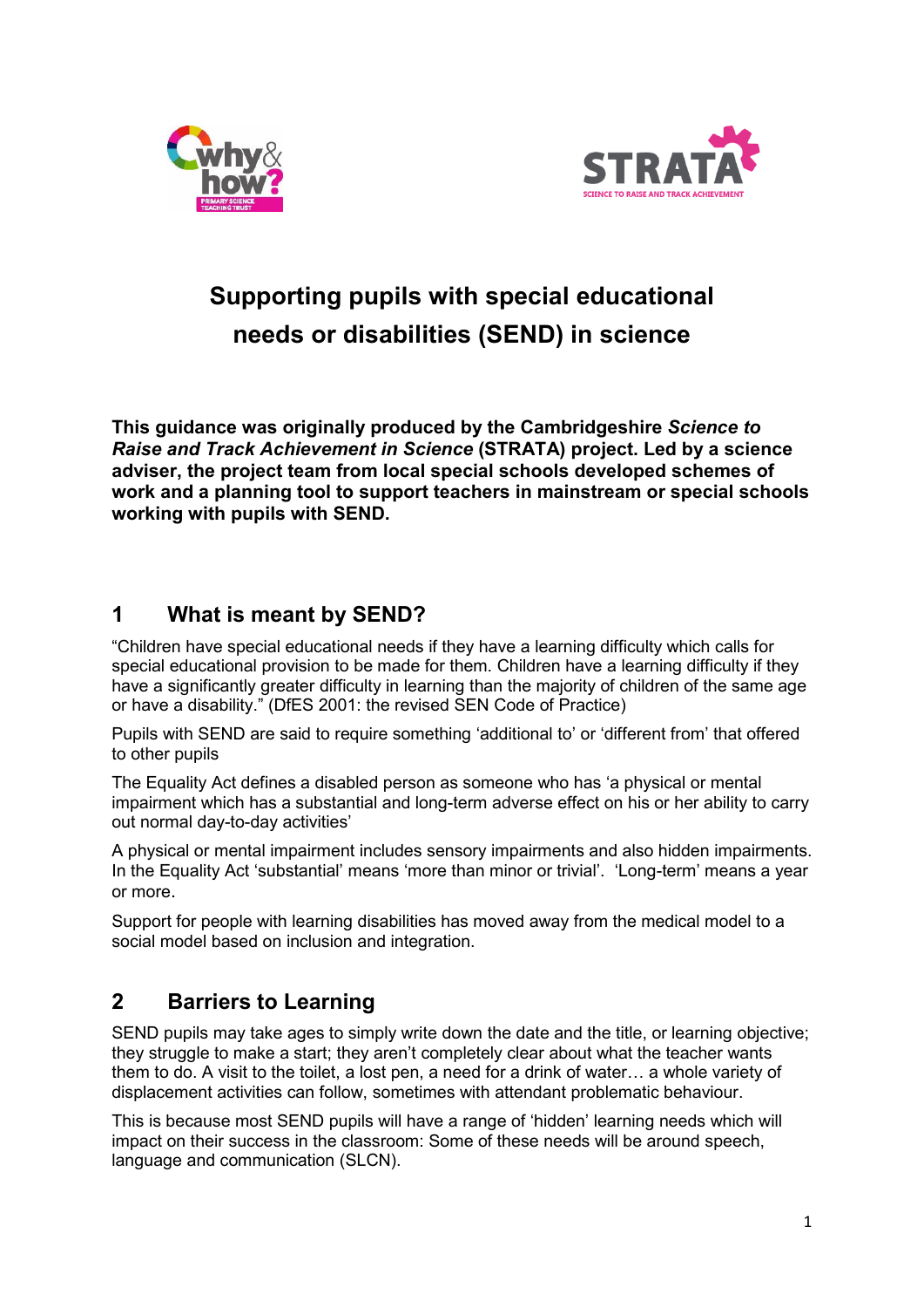# Supporting pupils with special educational needs or disabilities (SEND) in science

**This guidance was originally produced by the Cambridgeshire *Science to Raise and Track Achievement in Science* (STRATA) project. Led by a science adviser, the project team from local special schools developed schemes of work and a planning tool to support teachers in mainstream or special schools working with pupils with SEND.**

## 1 What is meant by SEND?

"Children have special educational needs if they have a learning difficulty which calls for special educational provision to be made for them. Children have a learning difficulty if they have a significantly greater difficulty in learning than the majority of children of the same age or have a disability." (DfES 2001: the revised SEN Code of Practice)

Pupils with SEND are said to require something 'additional to' or 'different from' that offered to other pupils

The Equality Act defines a disabled person as someone who has 'a physical or mental impairment which has a substantial and long-term adverse effect on his or her ability to carry out normal day-to-day activities'

A physical or mental impairment includes sensory impairments and also hidden impairments. In the Equality Act 'substantial' means 'more than minor or trivial'. 'Long-term' means a year or more.

Support for people with learning disabilities has moved away from the medical model to a social model based on inclusion and integration.

## 2 Barriers to Learning

SEND pupils may take ages to simply write down the date and the title, or learning objective; they struggle to make a start; they aren't completely clear about what the teacher wants them to do. A visit to the toilet, a lost pen, a need for a drink of water… a whole variety of displacement activities can follow, sometimes with attendant problematic behaviour.

This is because most SEND pupils will have a range of 'hidden' learning needs which will impact on their success in the classroom: Some of these needs will be around speech, language and communication (SLCN).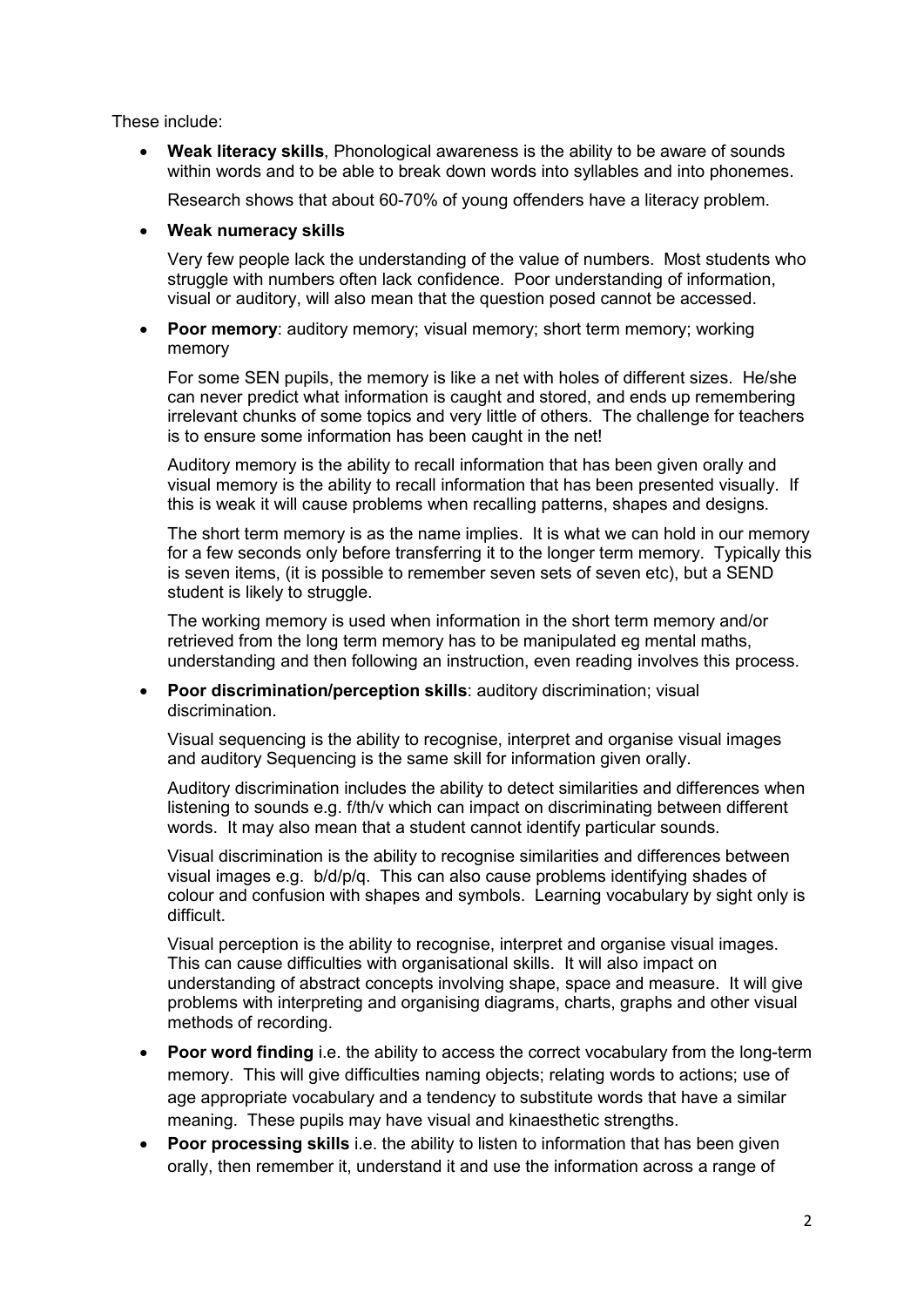These include:

- **Weak literacy skills**, Phonological awareness is the ability to be aware of sounds within words and to be able to break down words into syllables and into phonemes.

  Research shows that about 60-70% of young offenders have a literacy problem.

- **Weak numeracy skills**

  Very few people lack the understanding of the value of numbers. Most students who struggle with numbers often lack confidence. Poor understanding of information, visual or auditory, will also mean that the question posed cannot be accessed.

- **Poor memory**: auditory memory; visual memory; short term memory; working memory

  For some SEN pupils, the memory is like a net with holes of different sizes. He/she can never predict what information is caught and stored, and ends up remembering irrelevant chunks of some topics and very little of others. The challenge for teachers is to ensure some information has been caught in the net!

  Auditory memory is the ability to recall information that has been given orally and visual memory is the ability to recall information that has been presented visually. If this is weak it will cause problems when recalling patterns, shapes and designs.

  The short term memory is as the name implies. It is what we can hold in our memory for a few seconds only before transferring it to the longer term memory. Typically this is seven items, (it is possible to remember seven sets of seven etc), but a SEND student is likely to struggle.

  The working memory is used when information in the short term memory and/or retrieved from the long term memory has to be manipulated eg mental maths, understanding and then following an instruction, even reading involves this process.

- **Poor discrimination/perception skills**: auditory discrimination; visual discrimination.

  Visual sequencing is the ability to recognise, interpret and organise visual images and auditory Sequencing is the same skill for information given orally.

  Auditory discrimination includes the ability to detect similarities and differences when listening to sounds e.g. f/th/v which can impact on discriminating between different words. It may also mean that a student cannot identify particular sounds.

  Visual discrimination is the ability to recognise similarities and differences between visual images e.g. b/d/p/q. This can also cause problems identifying shades of colour and confusion with shapes and symbols. Learning vocabulary by sight only is difficult.

  Visual perception is the ability to recognise, interpret and organise visual images. This can cause difficulties with organisational skills. It will also impact on understanding of abstract concepts involving shape, space and measure. It will give problems with interpreting and organising diagrams, charts, graphs and other visual methods of recording.

- **Poor word finding** i.e. the ability to access the correct vocabulary from the long-term memory. This will give difficulties naming objects; relating words to actions; use of age appropriate vocabulary and a tendency to substitute words that have a similar meaning. These pupils may have visual and kinaesthetic strengths.
- **Poor processing skills** i.e. the ability to listen to information that has been given orally, then remember it, understand it and use the information across a range of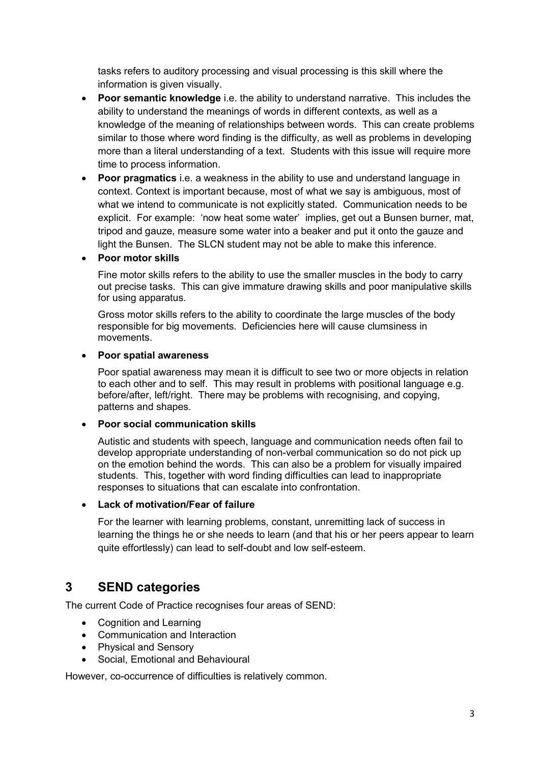tasks refers to auditory processing and visual processing is this skill where the information is given visually.

- **Poor semantic knowledge** i.e. the ability to understand narrative. This includes the ability to understand the meanings of words in different contexts, as well as a knowledge of the meaning of relationships between words. This can create problems similar to those where word finding is the difficulty, as well as problems in developing more than a literal understanding of a text. Students with this issue will require more time to process information.
- **Poor pragmatics** i.e. a weakness in the ability to use and understand language in context. Context is important because, most of what we say is ambiguous, most of what we intend to communicate is not explicitly stated. Communication needs to be explicit. For example: 'now heat some water' implies, get out a Bunsen burner, mat, tripod and gauze, measure some water into a beaker and put it onto the gauze and light the Bunsen. The SLCN student may not be able to make this inference.
- **Poor motor skills**

  Fine motor skills refers to the ability to use the smaller muscles in the body to carry out precise tasks. This can give immature drawing skills and poor manipulative skills for using apparatus.

  Gross motor skills refers to the ability to coordinate the large muscles of the body responsible for big movements. Deficiencies here will cause clumsiness in movements.

- **Poor spatial awareness**

  Poor spatial awareness may mean it is difficult to see two or more objects in relation to each other and to self. This may result in problems with positional language e.g. before/after, left/right. There may be problems with recognising, and copying, patterns and shapes.

- **Poor social communication skills**

  Autistic and students with speech, language and communication needs often fail to develop appropriate understanding of non-verbal communication so do not pick up on the emotion behind the words. This can also be a problem for visually impaired students. This, together with word finding difficulties can lead to inappropriate responses to situations that can escalate into confrontation.

- **Lack of motivation/Fear of failure**

  For the learner with learning problems, constant, unremitting lack of success in learning the things he or she needs to learn (and that his or her peers appear to learn quite effortlessly) can lead to self-doubt and low self-esteem.

## 3 SEND categories

The current Code of Practice recognises four areas of SEND:

- Cognition and Learning
- Communication and Interaction
- Physical and Sensory
- Social, Emotional and Behavioural

However, co-occurrence of difficulties is relatively common.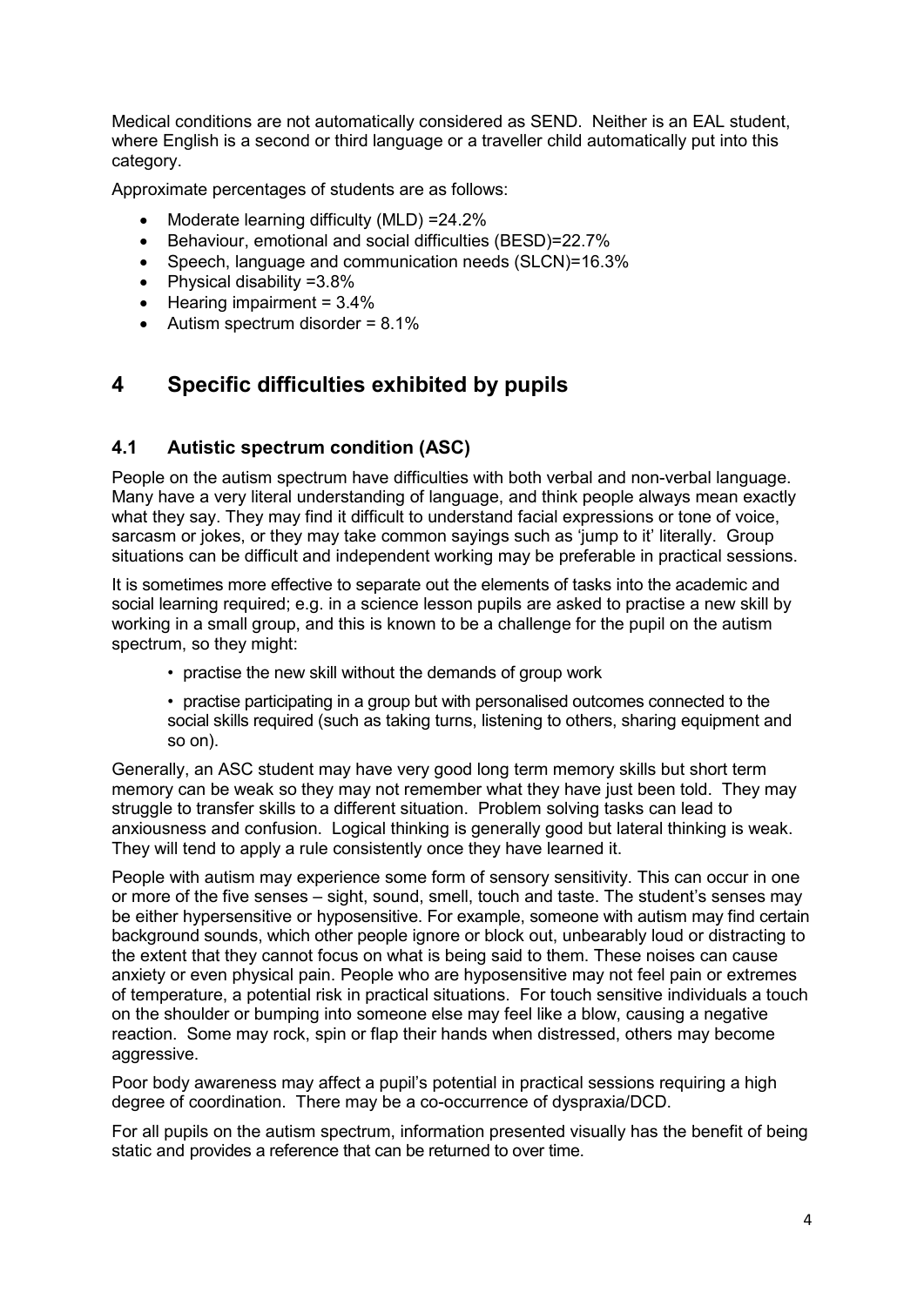Medical conditions are not automatically considered as SEND. Neither is an EAL student, where English is a second or third language or a traveller child automatically put into this category.

Approximate percentages of students are as follows:

- Moderate learning difficulty (MLD) =24.2%
- Behaviour, emotional and social difficulties (BESD)=22.7%
- Speech, language and communication needs (SLCN)=16.3%
- Physical disability =3.8%
- Hearing impairment = 3.4%
- Autism spectrum disorder = 8.1%

# 4 Specific difficulties exhibited by pupils

## 4.1 Autistic spectrum condition (ASC)

People on the autism spectrum have difficulties with both verbal and non-verbal language. Many have a very literal understanding of language, and think people always mean exactly what they say. They may find it difficult to understand facial expressions or tone of voice, sarcasm or jokes, or they may take common sayings such as 'jump to it' literally. Group situations can be difficult and independent working may be preferable in practical sessions.

It is sometimes more effective to separate out the elements of tasks into the academic and social learning required; e.g. in a science lesson pupils are asked to practise a new skill by working in a small group, and this is known to be a challenge for the pupil on the autism spectrum, so they might:

- practise the new skill without the demands of group work
- practise participating in a group but with personalised outcomes connected to the social skills required (such as taking turns, listening to others, sharing equipment and so on).

Generally, an ASC student may have very good long term memory skills but short term memory can be weak so they may not remember what they have just been told. They may struggle to transfer skills to a different situation. Problem solving tasks can lead to anxiousness and confusion. Logical thinking is generally good but lateral thinking is weak. They will tend to apply a rule consistently once they have learned it.

People with autism may experience some form of sensory sensitivity. This can occur in one or more of the five senses – sight, sound, smell, touch and taste. The student's senses may be either hypersensitive or hyposensitive. For example, someone with autism may find certain background sounds, which other people ignore or block out, unbearably loud or distracting to the extent that they cannot focus on what is being said to them. These noises can cause anxiety or even physical pain. People who are hyposensitive may not feel pain or extremes of temperature, a potential risk in practical situations. For touch sensitive individuals a touch on the shoulder or bumping into someone else may feel like a blow, causing a negative reaction. Some may rock, spin or flap their hands when distressed, others may become aggressive.

Poor body awareness may affect a pupil's potential in practical sessions requiring a high degree of coordination. There may be a co-occurrence of dyspraxia/DCD.

For all pupils on the autism spectrum, information presented visually has the benefit of being static and provides a reference that can be returned to over time.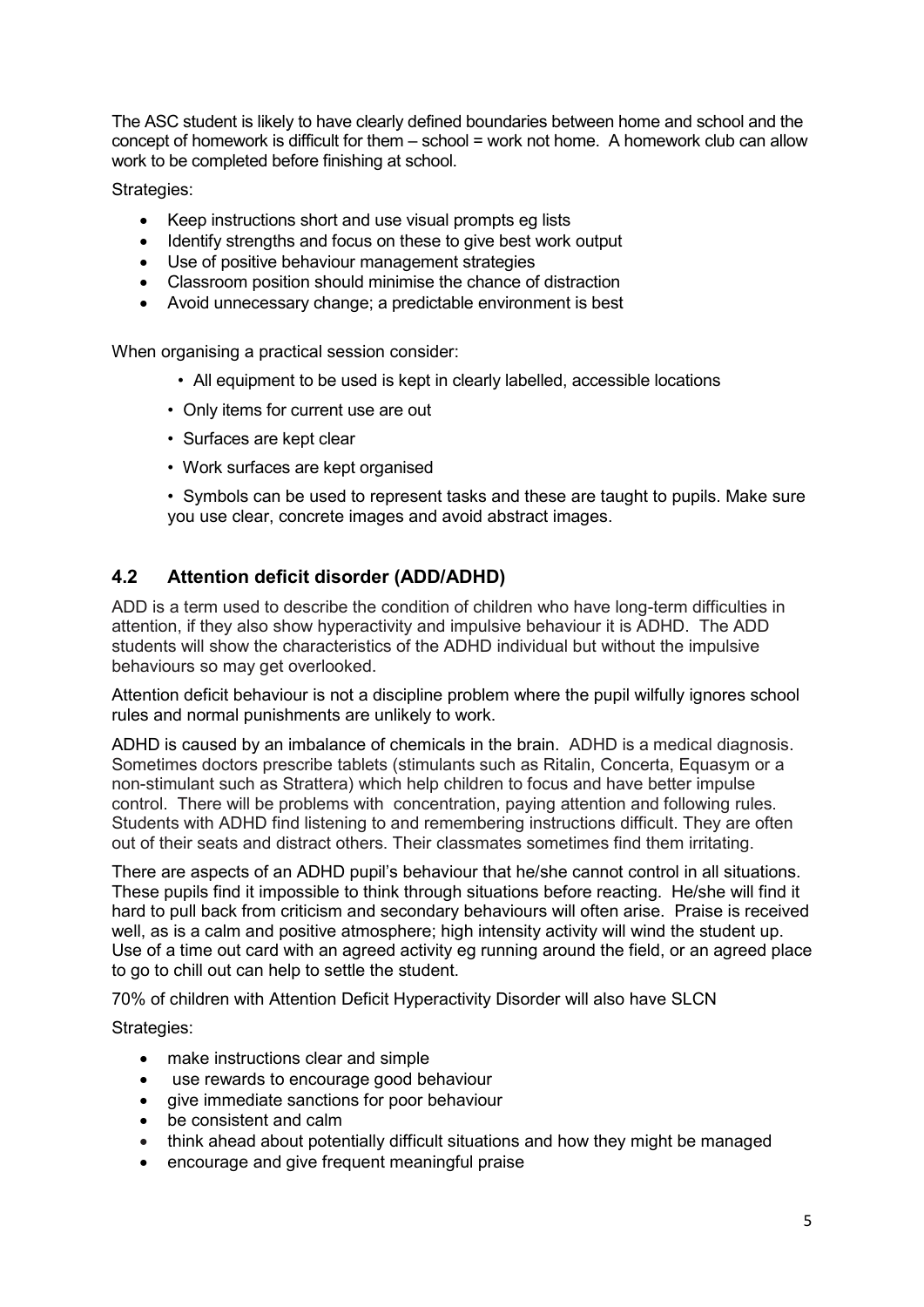The ASC student is likely to have clearly defined boundaries between home and school and the concept of homework is difficult for them – school = work not home. A homework club can allow work to be completed before finishing at school.

Strategies:

- Keep instructions short and use visual prompts eg lists
- Identify strengths and focus on these to give best work output
- Use of positive behaviour management strategies
- Classroom position should minimise the chance of distraction
- Avoid unnecessary change; a predictable environment is best

When organising a practical session consider:

- All equipment to be used is kept in clearly labelled, accessible locations
- Only items for current use are out
- Surfaces are kept clear
- Work surfaces are kept organised
- Symbols can be used to represent tasks and these are taught to pupils. Make sure you use clear, concrete images and avoid abstract images.

## 4.2 Attention deficit disorder (ADD/ADHD)

ADD is a term used to describe the condition of children who have long-term difficulties in attention, if they also show hyperactivity and impulsive behaviour it is ADHD. The ADD students will show the characteristics of the ADHD individual but without the impulsive behaviours so may get overlooked.

Attention deficit behaviour is not a discipline problem where the pupil wilfully ignores school rules and normal punishments are unlikely to work.

ADHD is caused by an imbalance of chemicals in the brain. ADHD is a medical diagnosis. Sometimes doctors prescribe tablets (stimulants such as Ritalin, Concerta, Equasym or a non-stimulant such as Strattera) which help children to focus and have better impulse control. There will be problems with concentration, paying attention and following rules. Students with ADHD find listening to and remembering instructions difficult. They are often out of their seats and distract others. Their classmates sometimes find them irritating.

There are aspects of an ADHD pupil's behaviour that he/she cannot control in all situations. These pupils find it impossible to think through situations before reacting. He/she will find it hard to pull back from criticism and secondary behaviours will often arise. Praise is received well, as is a calm and positive atmosphere; high intensity activity will wind the student up. Use of a time out card with an agreed activity eg running around the field, or an agreed place to go to chill out can help to settle the student.

70% of children with Attention Deficit Hyperactivity Disorder will also have SLCN

Strategies:

- make instructions clear and simple
- use rewards to encourage good behaviour
- give immediate sanctions for poor behaviour
- be consistent and calm
- think ahead about potentially difficult situations and how they might be managed
- encourage and give frequent meaningful praise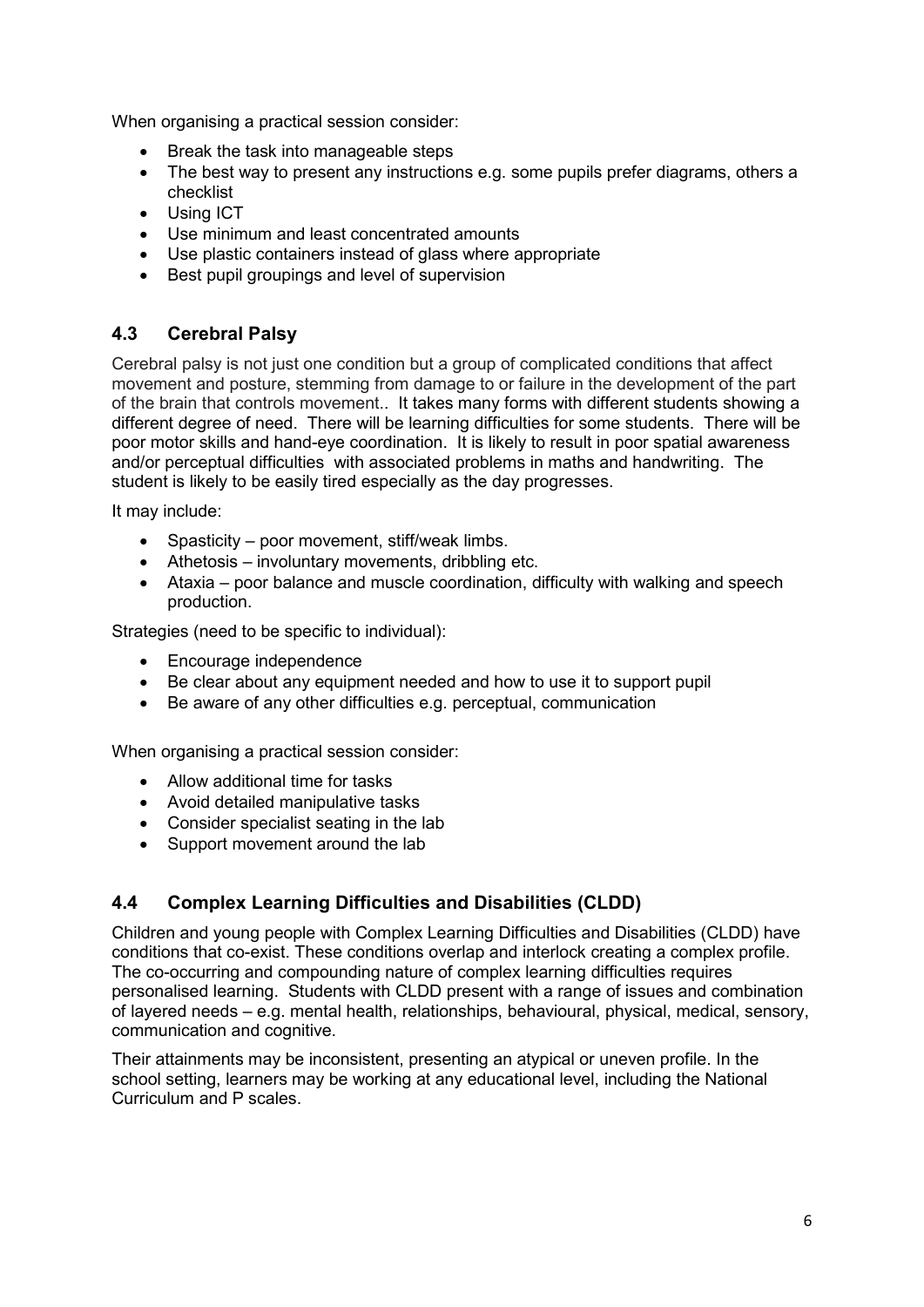When organising a practical session consider:

- Break the task into manageable steps
- The best way to present any instructions e.g. some pupils prefer diagrams, others a checklist
- Using ICT
- Use minimum and least concentrated amounts
- Use plastic containers instead of glass where appropriate
- Best pupil groupings and level of supervision

## 4.3 Cerebral Palsy

Cerebral palsy is not just one condition but a group of complicated conditions that affect movement and posture, stemming from damage to or failure in the development of the part of the brain that controls movement.. It takes many forms with different students showing a different degree of need. There will be learning difficulties for some students. There will be poor motor skills and hand-eye coordination. It is likely to result in poor spatial awareness and/or perceptual difficulties with associated problems in maths and handwriting. The student is likely to be easily tired especially as the day progresses.

It may include:

- Spasticity – poor movement, stiff/weak limbs.
- Athetosis – involuntary movements, dribbling etc.
- Ataxia – poor balance and muscle coordination, difficulty with walking and speech production.

Strategies (need to be specific to individual):

- Encourage independence
- Be clear about any equipment needed and how to use it to support pupil
- Be aware of any other difficulties e.g. perceptual, communication

When organising a practical session consider:

- Allow additional time for tasks
- Avoid detailed manipulative tasks
- Consider specialist seating in the lab
- Support movement around the lab

## 4.4 Complex Learning Difficulties and Disabilities (CLDD)

Children and young people with Complex Learning Difficulties and Disabilities (CLDD) have conditions that co-exist. These conditions overlap and interlock creating a complex profile. The co-occurring and compounding nature of complex learning difficulties requires personalised learning. Students with CLDD present with a range of issues and combination of layered needs – e.g. mental health, relationships, behavioural, physical, medical, sensory, communication and cognitive.

Their attainments may be inconsistent, presenting an atypical or uneven profile. In the school setting, learners may be working at any educational level, including the National Curriculum and P scales.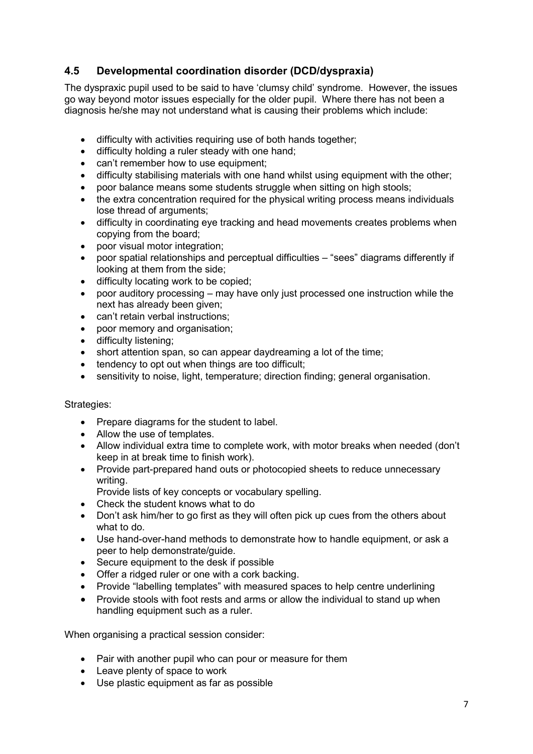## 4.5 Developmental coordination disorder (DCD/dyspraxia)

The dyspraxic pupil used to be said to have 'clumsy child' syndrome. However, the issues go way beyond motor issues especially for the older pupil. Where there has not been a diagnosis he/she may not understand what is causing their problems which include:

- difficulty with activities requiring use of both hands together;
- difficulty holding a ruler steady with one hand;
- can't remember how to use equipment;
- difficulty stabilising materials with one hand whilst using equipment with the other;
- poor balance means some students struggle when sitting on high stools;
- the extra concentration required for the physical writing process means individuals lose thread of arguments;
- difficulty in coordinating eye tracking and head movements creates problems when copying from the board;
- poor visual motor integration;
- poor spatial relationships and perceptual difficulties – "sees" diagrams differently if looking at them from the side;
- difficulty locating work to be copied;
- poor auditory processing – may have only just processed one instruction while the next has already been given;
- can't retain verbal instructions;
- poor memory and organisation;
- difficulty listening;
- short attention span, so can appear daydreaming a lot of the time;
- tendency to opt out when things are too difficult;
- sensitivity to noise, light, temperature; direction finding; general organisation.

Strategies:

- Prepare diagrams for the student to label.
- Allow the use of templates.
- Allow individual extra time to complete work, with motor breaks when needed (don't keep in at break time to finish work).
- Provide part-prepared hand outs or photocopied sheets to reduce unnecessary writing.
  Provide lists of key concepts or vocabulary spelling.
- Check the student knows what to do
- Don't ask him/her to go first as they will often pick up cues from the others about what to do.
- Use hand-over-hand methods to demonstrate how to handle equipment, or ask a peer to help demonstrate/guide.
- Secure equipment to the desk if possible
- Offer a ridged ruler or one with a cork backing.
- Provide "labelling templates" with measured spaces to help centre underlining
- Provide stools with foot rests and arms or allow the individual to stand up when handling equipment such as a ruler.

When organising a practical session consider:

- Pair with another pupil who can pour or measure for them
- Leave plenty of space to work
- Use plastic equipment as far as possible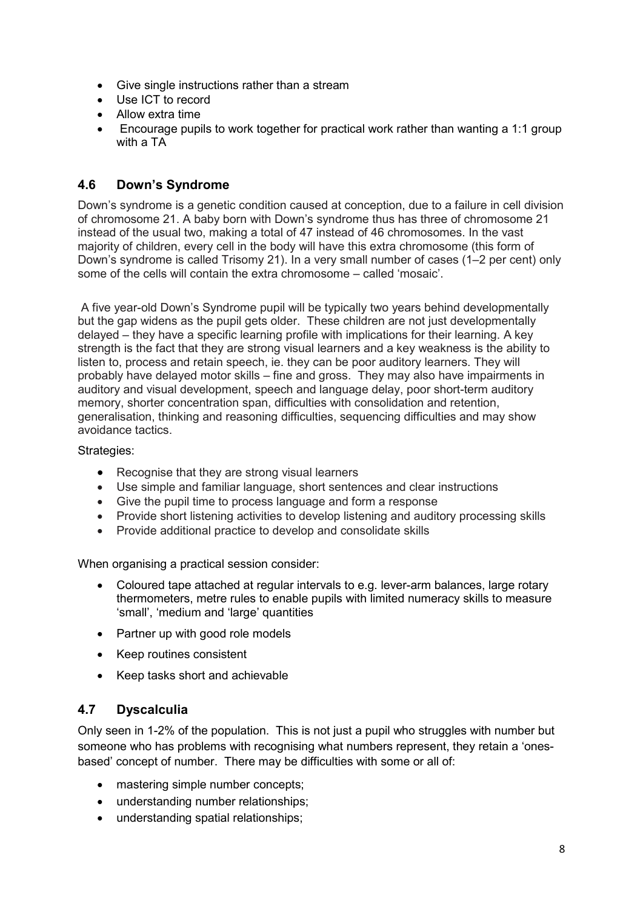- Give single instructions rather than a stream
- Use ICT to record
- Allow extra time
- Encourage pupils to work together for practical work rather than wanting a 1:1 group with a TA

## 4.6 Down's Syndrome

Down's syndrome is a genetic condition caused at conception, due to a failure in cell division of chromosome 21. A baby born with Down's syndrome thus has three of chromosome 21 instead of the usual two, making a total of 47 instead of 46 chromosomes. In the vast majority of children, every cell in the body will have this extra chromosome (this form of Down's syndrome is called Trisomy 21). In a very small number of cases (1–2 per cent) only some of the cells will contain the extra chromosome – called 'mosaic'.

A five year-old Down's Syndrome pupil will be typically two years behind developmentally but the gap widens as the pupil gets older. These children are not just developmentally delayed – they have a specific learning profile with implications for their learning. A key strength is the fact that they are strong visual learners and a key weakness is the ability to listen to, process and retain speech, ie. they can be poor auditory learners. They will probably have delayed motor skills – fine and gross. They may also have impairments in auditory and visual development, speech and language delay, poor short-term auditory memory, shorter concentration span, difficulties with consolidation and retention, generalisation, thinking and reasoning difficulties, sequencing difficulties and may show avoidance tactics.

Strategies:

- Recognise that they are strong visual learners
- Use simple and familiar language, short sentences and clear instructions
- Give the pupil time to process language and form a response
- Provide short listening activities to develop listening and auditory processing skills
- Provide additional practice to develop and consolidate skills

When organising a practical session consider:

- Coloured tape attached at regular intervals to e.g. lever-arm balances, large rotary thermometers, metre rules to enable pupils with limited numeracy skills to measure 'small', 'medium and 'large' quantities
- Partner up with good role models
- Keep routines consistent
- Keep tasks short and achievable

## 4.7 Dyscalculia

Only seen in 1-2% of the population. This is not just a pupil who struggles with number but someone who has problems with recognising what numbers represent, they retain a 'ones-based' concept of number. There may be difficulties with some or all of:

- mastering simple number concepts;
- understanding number relationships;
- understanding spatial relationships;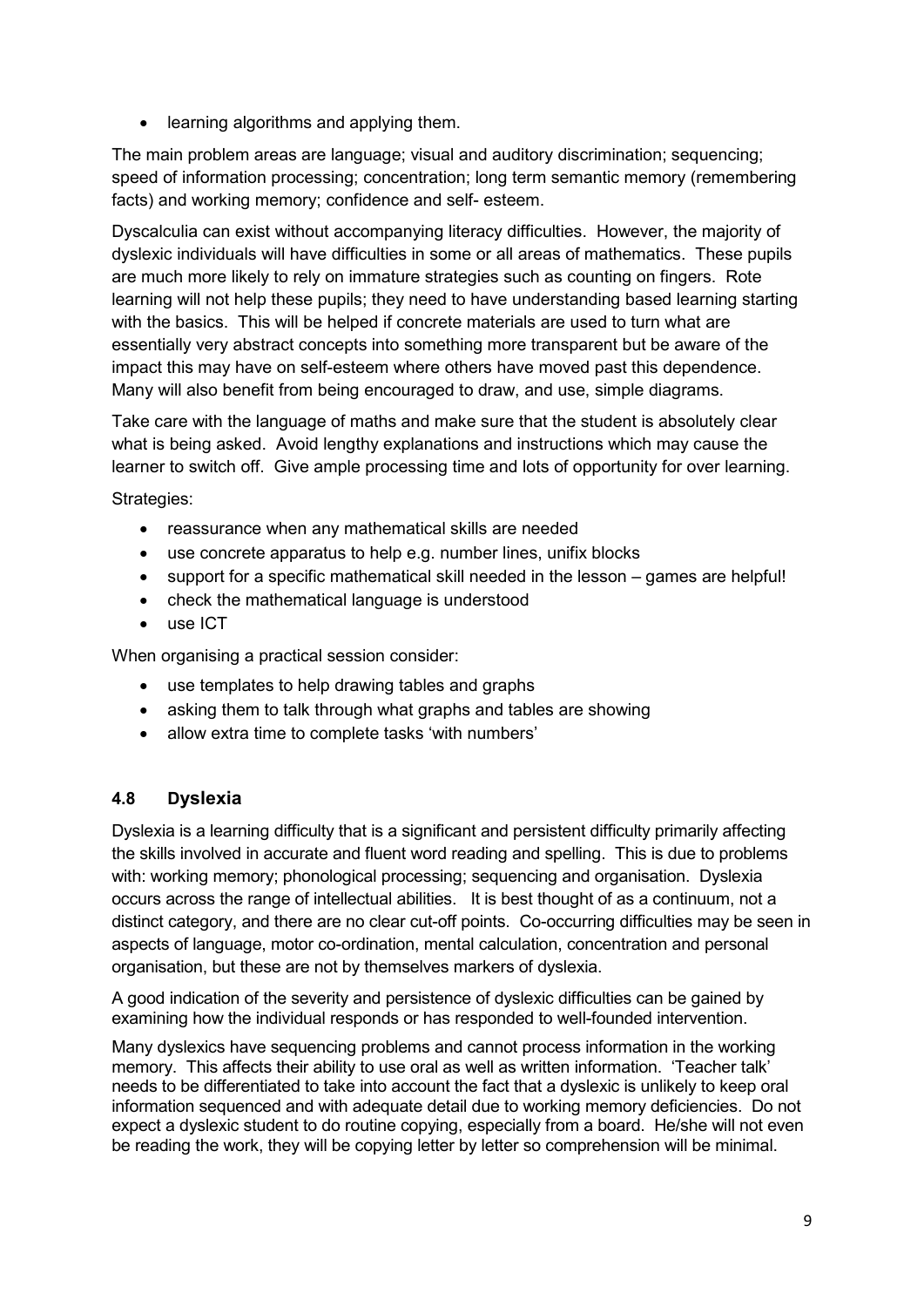- learning algorithms and applying them.

The main problem areas are language; visual and auditory discrimination; sequencing; speed of information processing; concentration; long term semantic memory (remembering facts) and working memory; confidence and self- esteem.

Dyscalculia can exist without accompanying literacy difficulties. However, the majority of dyslexic individuals will have difficulties in some or all areas of mathematics. These pupils are much more likely to rely on immature strategies such as counting on fingers. Rote learning will not help these pupils; they need to have understanding based learning starting with the basics. This will be helped if concrete materials are used to turn what are essentially very abstract concepts into something more transparent but be aware of the impact this may have on self-esteem where others have moved past this dependence. Many will also benefit from being encouraged to draw, and use, simple diagrams.

Take care with the language of maths and make sure that the student is absolutely clear what is being asked. Avoid lengthy explanations and instructions which may cause the learner to switch off. Give ample processing time and lots of opportunity for over learning.

Strategies:

- reassurance when any mathematical skills are needed
- use concrete apparatus to help e.g. number lines, unifix blocks
- support for a specific mathematical skill needed in the lesson – games are helpful!
- check the mathematical language is understood
- use ICT

When organising a practical session consider:

- use templates to help drawing tables and graphs
- asking them to talk through what graphs and tables are showing
- allow extra time to complete tasks 'with numbers'

### 4.8 Dyslexia

Dyslexia is a learning difficulty that is a significant and persistent difficulty primarily affecting the skills involved in accurate and fluent word reading and spelling. This is due to problems with: working memory; phonological processing; sequencing and organisation. Dyslexia occurs across the range of intellectual abilities. It is best thought of as a continuum, not a distinct category, and there are no clear cut-off points. Co-occurring difficulties may be seen in aspects of language, motor co-ordination, mental calculation, concentration and personal organisation, but these are not by themselves markers of dyslexia.

A good indication of the severity and persistence of dyslexic difficulties can be gained by examining how the individual responds or has responded to well-founded intervention.

Many dyslexics have sequencing problems and cannot process information in the working memory. This affects their ability to use oral as well as written information. 'Teacher talk' needs to be differentiated to take into account the fact that a dyslexic is unlikely to keep oral information sequenced and with adequate detail due to working memory deficiencies. Do not expect a dyslexic student to do routine copying, especially from a board. He/she will not even be reading the work, they will be copying letter by letter so comprehension will be minimal.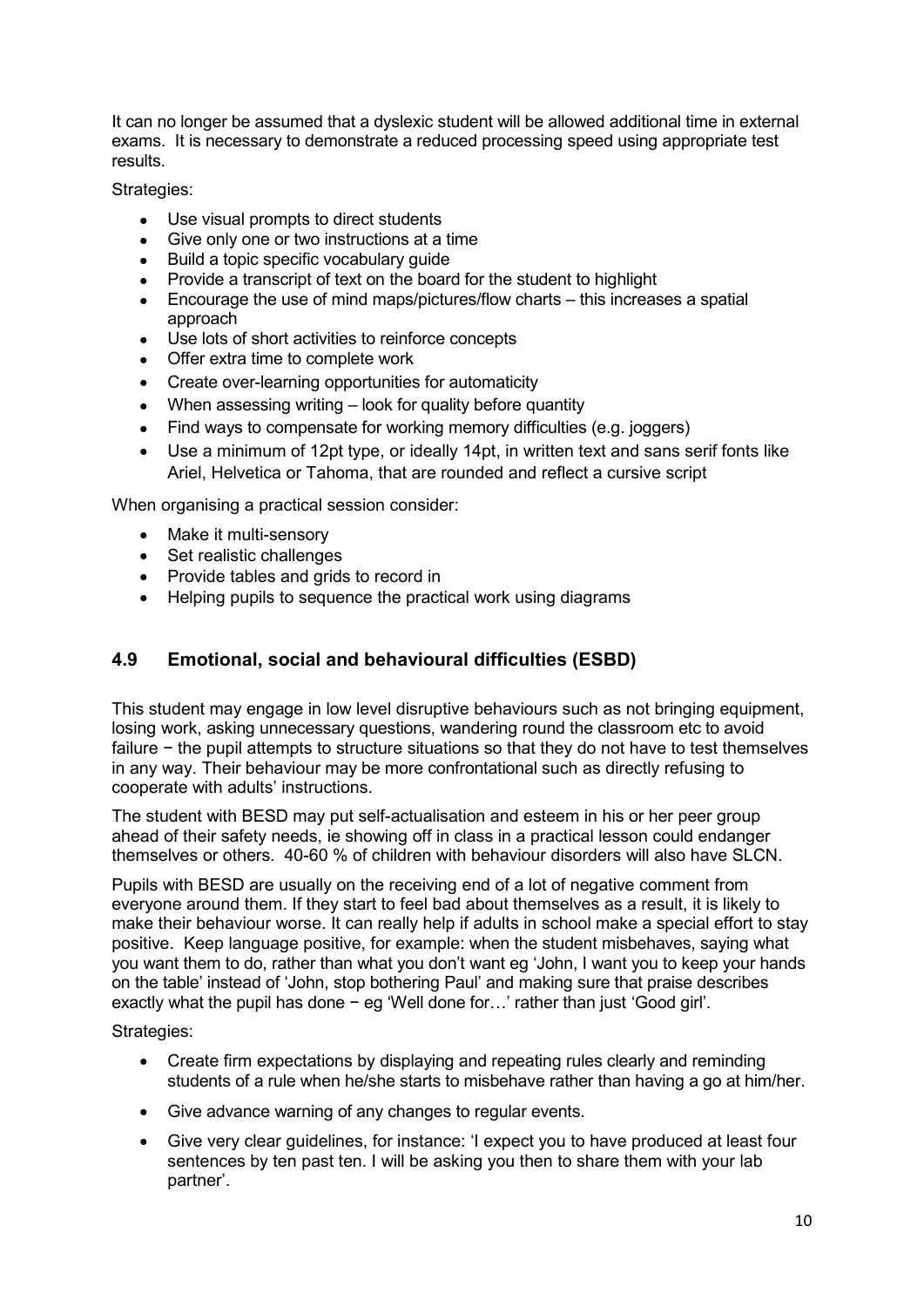It can no longer be assumed that a dyslexic student will be allowed additional time in external exams. It is necessary to demonstrate a reduced processing speed using appropriate test results.

Strategies:

- Use visual prompts to direct students
- Give only one or two instructions at a time
- Build a topic specific vocabulary guide
- Provide a transcript of text on the board for the student to highlight
- Encourage the use of mind maps/pictures/flow charts – this increases a spatial approach
- Use lots of short activities to reinforce concepts
- Offer extra time to complete work
- Create over-learning opportunities for automaticity
- When assessing writing – look for quality before quantity
- Find ways to compensate for working memory difficulties (e.g. joggers)
- Use a minimum of 12pt type, or ideally 14pt, in written text and sans serif fonts like Ariel, Helvetica or Tahoma, that are rounded and reflect a cursive script

When organising a practical session consider:

- Make it multi-sensory
- Set realistic challenges
- Provide tables and grids to record in
- Helping pupils to sequence the practical work using diagrams

## 4.9 Emotional, social and behavioural difficulties (ESBD)

This student may engage in low level disruptive behaviours such as not bringing equipment, losing work, asking unnecessary questions, wandering round the classroom etc to avoid failure − the pupil attempts to structure situations so that they do not have to test themselves in any way. Their behaviour may be more confrontational such as directly refusing to cooperate with adults' instructions.

The student with BESD may put self-actualisation and esteem in his or her peer group ahead of their safety needs, ie showing off in class in a practical lesson could endanger themselves or others. 40-60 % of children with behaviour disorders will also have SLCN.

Pupils with BESD are usually on the receiving end of a lot of negative comment from everyone around them. If they start to feel bad about themselves as a result, it is likely to make their behaviour worse. It can really help if adults in school make a special effort to stay positive. Keep language positive, for example: when the student misbehaves, saying what you want them to do, rather than what you don't want eg 'John, I want you to keep your hands on the table' instead of 'John, stop bothering Paul' and making sure that praise describes exactly what the pupil has done − eg 'Well done for…' rather than just 'Good girl'.

Strategies:

- Create firm expectations by displaying and repeating rules clearly and reminding students of a rule when he/she starts to misbehave rather than having a go at him/her.
- Give advance warning of any changes to regular events.
- Give very clear guidelines, for instance: 'I expect you to have produced at least four sentences by ten past ten. I will be asking you then to share them with your lab partner'.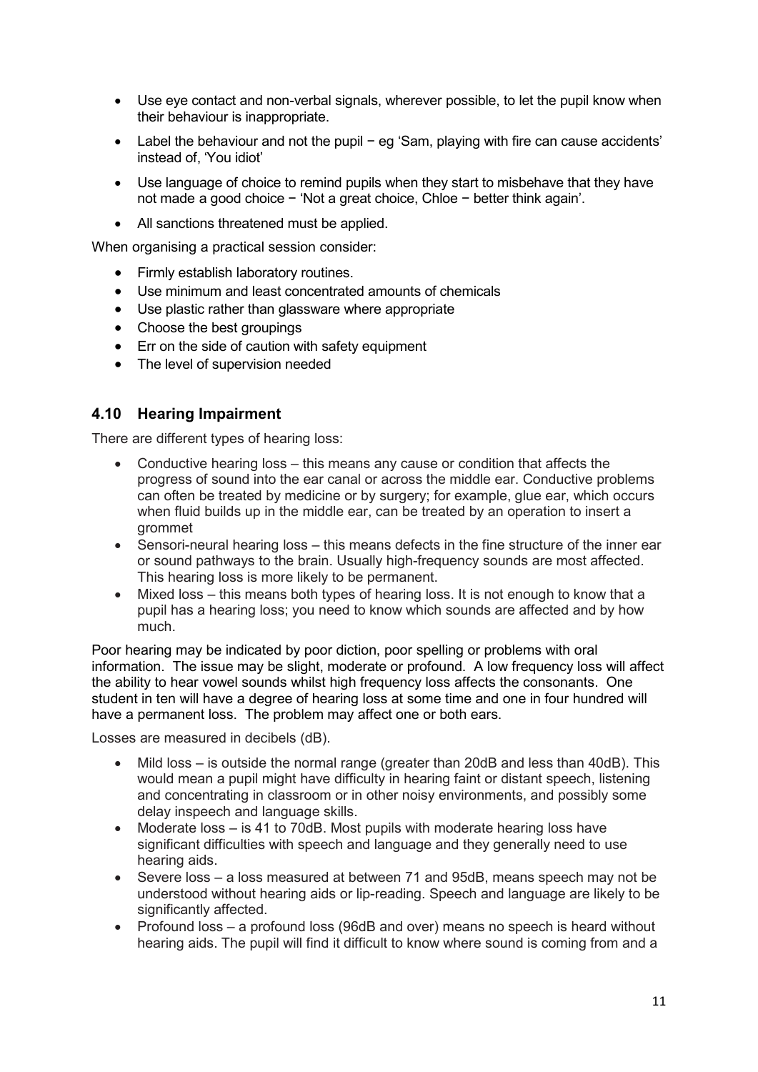- Use eye contact and non-verbal signals, wherever possible, to let the pupil know when their behaviour is inappropriate.
- Label the behaviour and not the pupil − eg 'Sam, playing with fire can cause accidents' instead of, 'You idiot'
- Use language of choice to remind pupils when they start to misbehave that they have not made a good choice − 'Not a great choice, Chloe − better think again'.
- All sanctions threatened must be applied.

When organising a practical session consider:

- Firmly establish laboratory routines.
- Use minimum and least concentrated amounts of chemicals
- Use plastic rather than glassware where appropriate
- Choose the best groupings
- Err on the side of caution with safety equipment
- The level of supervision needed

## 4.10 Hearing Impairment

There are different types of hearing loss:

- Conductive hearing loss – this means any cause or condition that affects the progress of sound into the ear canal or across the middle ear. Conductive problems can often be treated by medicine or by surgery; for example, glue ear, which occurs when fluid builds up in the middle ear, can be treated by an operation to insert a grommet
- Sensori-neural hearing loss – this means defects in the fine structure of the inner ear or sound pathways to the brain. Usually high-frequency sounds are most affected. This hearing loss is more likely to be permanent.
- Mixed loss – this means both types of hearing loss. It is not enough to know that a pupil has a hearing loss; you need to know which sounds are affected and by how much.

Poor hearing may be indicated by poor diction, poor spelling or problems with oral information. The issue may be slight, moderate or profound. A low frequency loss will affect the ability to hear vowel sounds whilst high frequency loss affects the consonants. One student in ten will have a degree of hearing loss at some time and one in four hundred will have a permanent loss. The problem may affect one or both ears.

Losses are measured in decibels (dB).

- Mild loss – is outside the normal range (greater than 20dB and less than 40dB). This would mean a pupil might have difficulty in hearing faint or distant speech, listening and concentrating in classroom or in other noisy environments, and possibly some delay inspeech and language skills.
- Moderate loss – is 41 to 70dB. Most pupils with moderate hearing loss have significant difficulties with speech and language and they generally need to use hearing aids.
- Severe loss – a loss measured at between 71 and 95dB, means speech may not be understood without hearing aids or lip-reading. Speech and language are likely to be significantly affected.
- Profound loss – a profound loss (96dB and over) means no speech is heard without hearing aids. The pupil will find it difficult to know where sound is coming from and a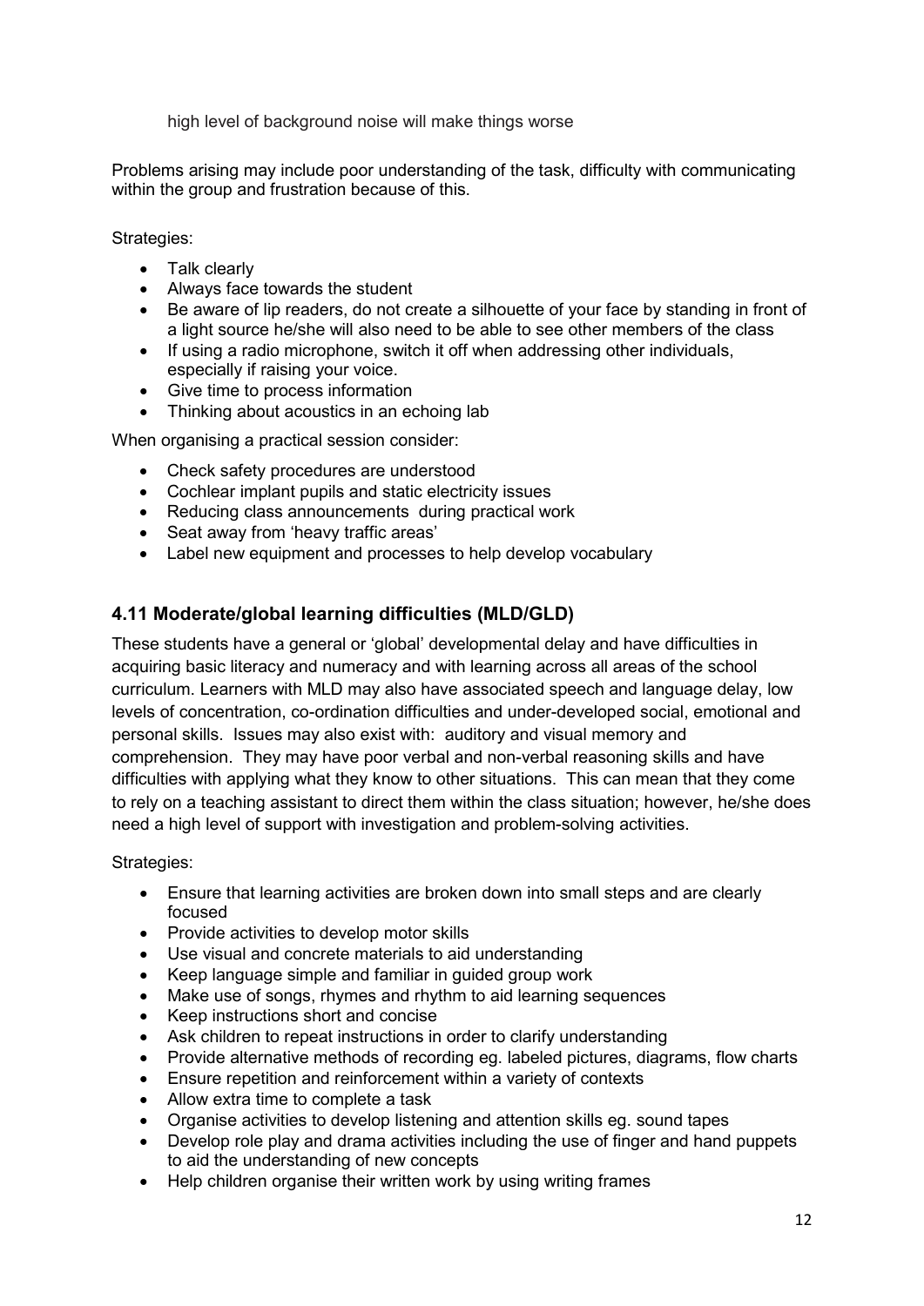high level of background noise will make things worse

Problems arising may include poor understanding of the task, difficulty with communicating within the group and frustration because of this.

Strategies:

- Talk clearly
- Always face towards the student
- Be aware of lip readers, do not create a silhouette of your face by standing in front of a light source he/she will also need to be able to see other members of the class
- If using a radio microphone, switch it off when addressing other individuals, especially if raising your voice.
- Give time to process information
- Thinking about acoustics in an echoing lab

When organising a practical session consider:

- Check safety procedures are understood
- Cochlear implant pupils and static electricity issues
- Reducing class announcements during practical work
- Seat away from 'heavy traffic areas'
- Label new equipment and processes to help develop vocabulary

### 4.11 Moderate/global learning difficulties (MLD/GLD)

These students have a general or 'global' developmental delay and have difficulties in acquiring basic literacy and numeracy and with learning across all areas of the school curriculum. Learners with MLD may also have associated speech and language delay, low levels of concentration, co-ordination difficulties and under-developed social, emotional and personal skills. Issues may also exist with: auditory and visual memory and comprehension. They may have poor verbal and non-verbal reasoning skills and have difficulties with applying what they know to other situations. This can mean that they come to rely on a teaching assistant to direct them within the class situation; however, he/she does need a high level of support with investigation and problem-solving activities.

Strategies:

- Ensure that learning activities are broken down into small steps and are clearly focused
- Provide activities to develop motor skills
- Use visual and concrete materials to aid understanding
- Keep language simple and familiar in guided group work
- Make use of songs, rhymes and rhythm to aid learning sequences
- Keep instructions short and concise
- Ask children to repeat instructions in order to clarify understanding
- Provide alternative methods of recording eg. labeled pictures, diagrams, flow charts
- Ensure repetition and reinforcement within a variety of contexts
- Allow extra time to complete a task
- Organise activities to develop listening and attention skills eg. sound tapes
- Develop role play and drama activities including the use of finger and hand puppets to aid the understanding of new concepts
- Help children organise their written work by using writing frames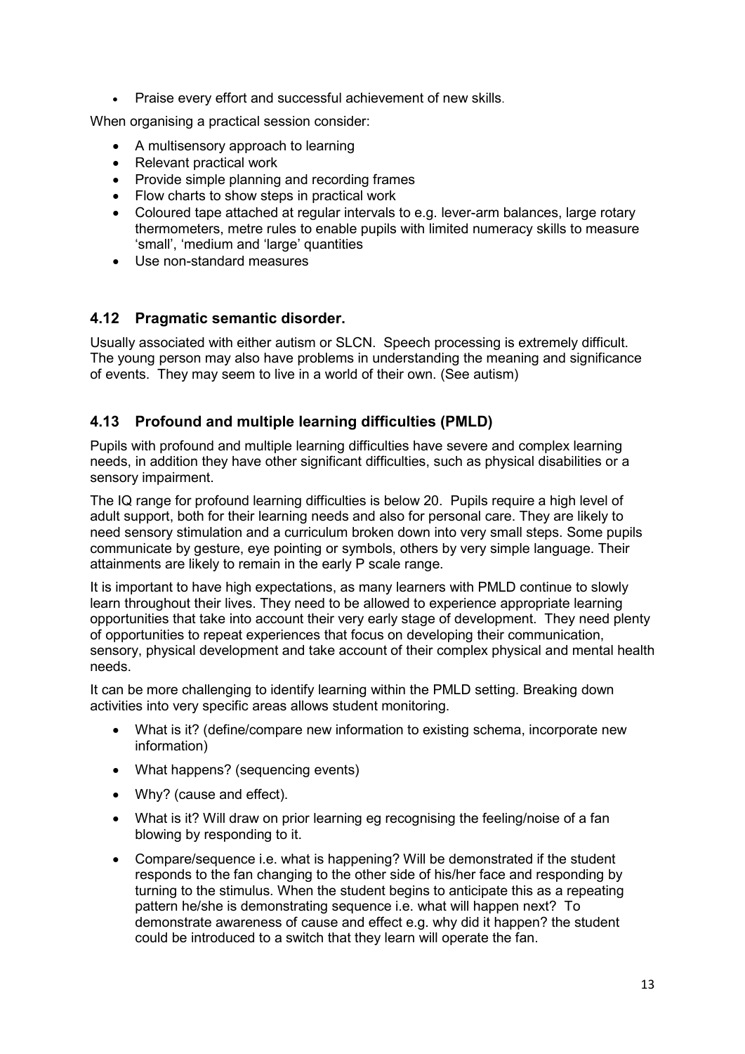- Praise every effort and successful achievement of new skills.

When organising a practical session consider:

- A multisensory approach to learning
- Relevant practical work
- Provide simple planning and recording frames
- Flow charts to show steps in practical work
- Coloured tape attached at regular intervals to e.g. lever-arm balances, large rotary thermometers, metre rules to enable pupils with limited numeracy skills to measure 'small', 'medium and 'large' quantities
- Use non-standard measures

## 4.12 Pragmatic semantic disorder.

Usually associated with either autism or SLCN. Speech processing is extremely difficult. The young person may also have problems in understanding the meaning and significance of events. They may seem to live in a world of their own. (See autism)

## 4.13 Profound and multiple learning difficulties (PMLD)

Pupils with profound and multiple learning difficulties have severe and complex learning needs, in addition they have other significant difficulties, such as physical disabilities or a sensory impairment.

The IQ range for profound learning difficulties is below 20. Pupils require a high level of adult support, both for their learning needs and also for personal care. They are likely to need sensory stimulation and a curriculum broken down into very small steps. Some pupils communicate by gesture, eye pointing or symbols, others by very simple language. Their attainments are likely to remain in the early P scale range.

It is important to have high expectations, as many learners with PMLD continue to slowly learn throughout their lives. They need to be allowed to experience appropriate learning opportunities that take into account their very early stage of development. They need plenty of opportunities to repeat experiences that focus on developing their communication, sensory, physical development and take account of their complex physical and mental health needs.

It can be more challenging to identify learning within the PMLD setting. Breaking down activities into very specific areas allows student monitoring.

- What is it? (define/compare new information to existing schema, incorporate new information)
- What happens? (sequencing events)
- Why? (cause and effect).
- What is it? Will draw on prior learning eg recognising the feeling/noise of a fan blowing by responding to it.
- Compare/sequence i.e. what is happening? Will be demonstrated if the student responds to the fan changing to the other side of his/her face and responding by turning to the stimulus. When the student begins to anticipate this as a repeating pattern he/she is demonstrating sequence i.e. what will happen next? To demonstrate awareness of cause and effect e.g. why did it happen? the student could be introduced to a switch that they learn will operate the fan.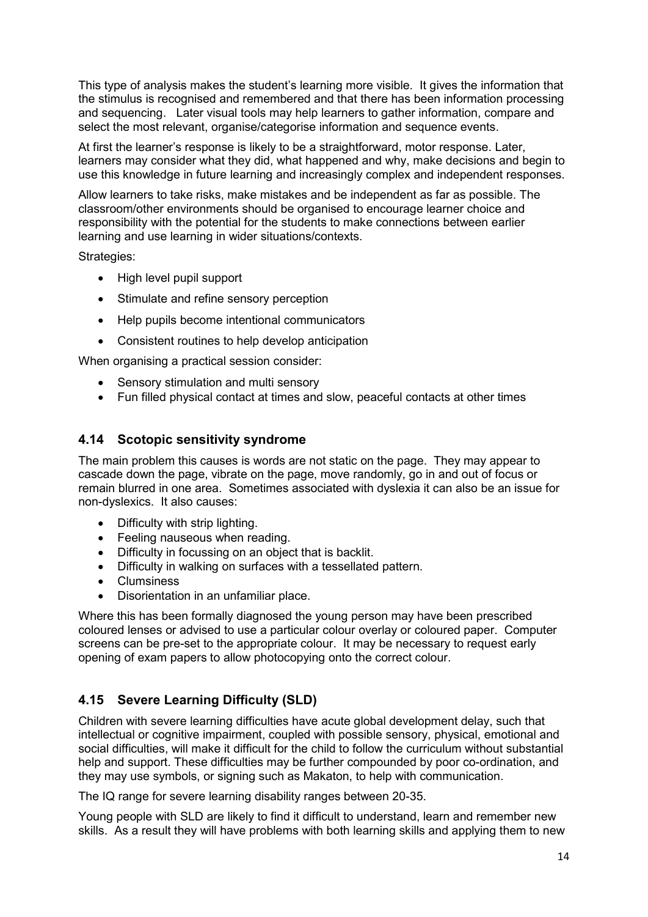This type of analysis makes the student's learning more visible. It gives the information that the stimulus is recognised and remembered and that there has been information processing and sequencing. Later visual tools may help learners to gather information, compare and select the most relevant, organise/categorise information and sequence events.

At first the learner's response is likely to be a straightforward, motor response. Later, learners may consider what they did, what happened and why, make decisions and begin to use this knowledge in future learning and increasingly complex and independent responses.

Allow learners to take risks, make mistakes and be independent as far as possible. The classroom/other environments should be organised to encourage learner choice and responsibility with the potential for the students to make connections between earlier learning and use learning in wider situations/contexts.

Strategies:

- High level pupil support
- Stimulate and refine sensory perception
- Help pupils become intentional communicators
- Consistent routines to help develop anticipation

When organising a practical session consider:

- Sensory stimulation and multi sensory
- Fun filled physical contact at times and slow, peaceful contacts at other times

### 4.14 Scotopic sensitivity syndrome

The main problem this causes is words are not static on the page. They may appear to cascade down the page, vibrate on the page, move randomly, go in and out of focus or remain blurred in one area. Sometimes associated with dyslexia it can also be an issue for non-dyslexics. It also causes:

- Difficulty with strip lighting.
- Feeling nauseous when reading.
- Difficulty in focussing on an object that is backlit.
- Difficulty in walking on surfaces with a tessellated pattern.
- Clumsiness
- Disorientation in an unfamiliar place.

Where this has been formally diagnosed the young person may have been prescribed coloured lenses or advised to use a particular colour overlay or coloured paper. Computer screens can be pre-set to the appropriate colour. It may be necessary to request early opening of exam papers to allow photocopying onto the correct colour.

### 4.15 Severe Learning Difficulty (SLD)

Children with severe learning difficulties have acute global development delay, such that intellectual or cognitive impairment, coupled with possible sensory, physical, emotional and social difficulties, will make it difficult for the child to follow the curriculum without substantial help and support. These difficulties may be further compounded by poor co-ordination, and they may use symbols, or signing such as Makaton, to help with communication.

The IQ range for severe learning disability ranges between 20-35.

Young people with SLD are likely to find it difficult to understand, learn and remember new skills. As a result they will have problems with both learning skills and applying them to new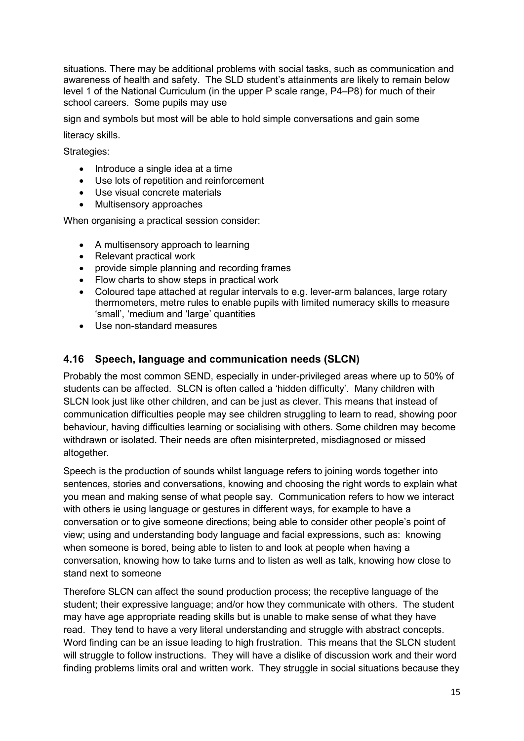situations. There may be additional problems with social tasks, such as communication and awareness of health and safety. The SLD student's attainments are likely to remain below level 1 of the National Curriculum (in the upper P scale range, P4–P8) for much of their school careers. Some pupils may use

sign and symbols but most will be able to hold simple conversations and gain some

literacy skills.

Strategies:

- Introduce a single idea at a time
- Use lots of repetition and reinforcement
- Use visual concrete materials
- Multisensory approaches

When organising a practical session consider:

- A multisensory approach to learning
- Relevant practical work
- provide simple planning and recording frames
- Flow charts to show steps in practical work
- Coloured tape attached at regular intervals to e.g. lever-arm balances, large rotary thermometers, metre rules to enable pupils with limited numeracy skills to measure 'small', 'medium and 'large' quantities
- Use non-standard measures

### 4.16 Speech, language and communication needs (SLCN)

Probably the most common SEND, especially in under-privileged areas where up to 50% of students can be affected. SLCN is often called a 'hidden difficulty'. Many children with SLCN look just like other children, and can be just as clever. This means that instead of communication difficulties people may see children struggling to learn to read, showing poor behaviour, having difficulties learning or socialising with others. Some children may become withdrawn or isolated. Their needs are often misinterpreted, misdiagnosed or missed altogether.

Speech is the production of sounds whilst language refers to joining words together into sentences, stories and conversations, knowing and choosing the right words to explain what you mean and making sense of what people say. Communication refers to how we interact with others ie using language or gestures in different ways, for example to have a conversation or to give someone directions; being able to consider other people's point of view; using and understanding body language and facial expressions, such as: knowing when someone is bored, being able to listen to and look at people when having a conversation, knowing how to take turns and to listen as well as talk, knowing how close to stand next to someone

Therefore SLCN can affect the sound production process; the receptive language of the student; their expressive language; and/or how they communicate with others. The student may have age appropriate reading skills but is unable to make sense of what they have read. They tend to have a very literal understanding and struggle with abstract concepts. Word finding can be an issue leading to high frustration. This means that the SLCN student will struggle to follow instructions. They will have a dislike of discussion work and their word finding problems limits oral and written work. They struggle in social situations because they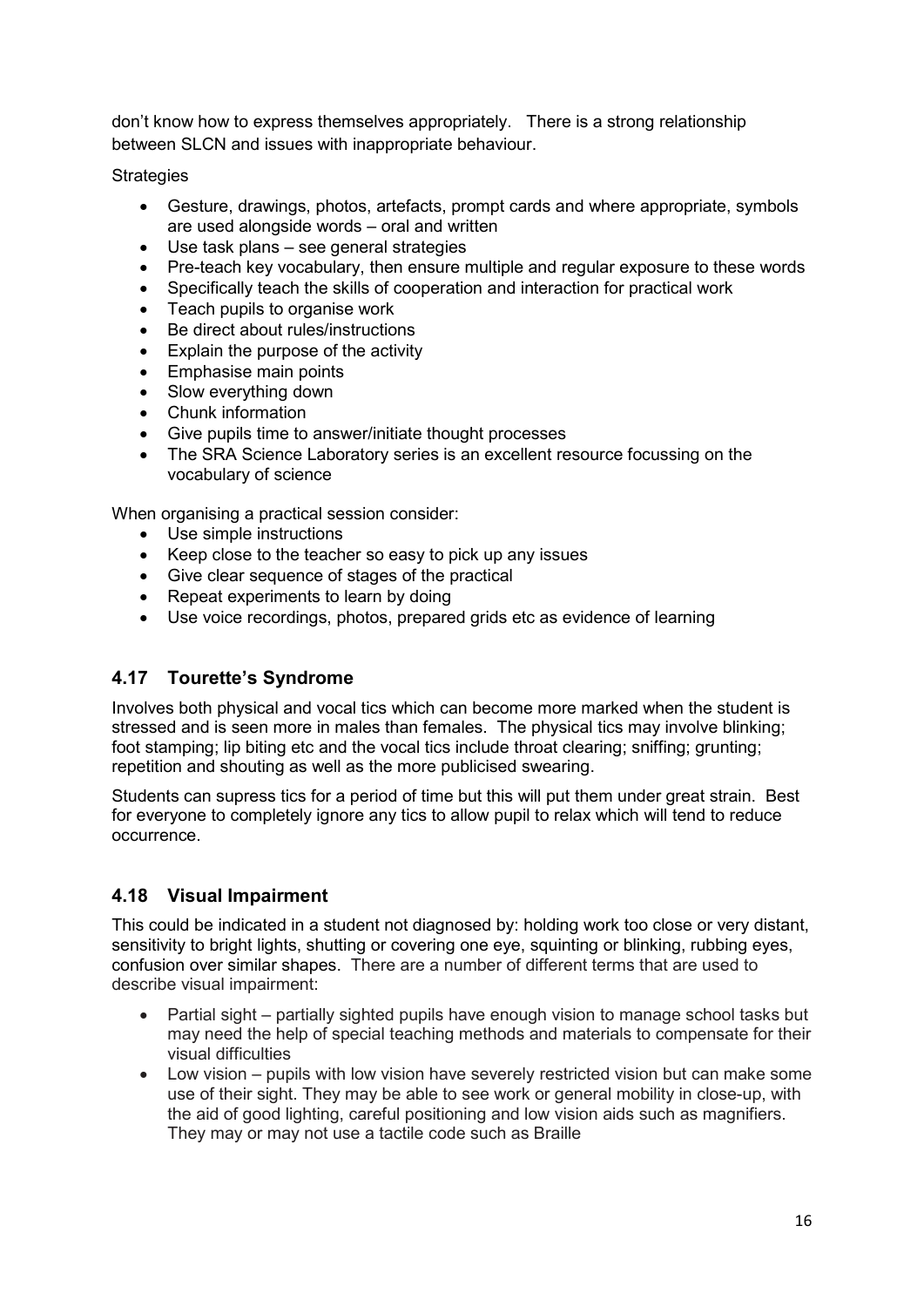don't know how to express themselves appropriately. There is a strong relationship between SLCN and issues with inappropriate behaviour.

Strategies

- Gesture, drawings, photos, artefacts, prompt cards and where appropriate, symbols are used alongside words – oral and written
- Use task plans – see general strategies
- Pre-teach key vocabulary, then ensure multiple and regular exposure to these words
- Specifically teach the skills of cooperation and interaction for practical work
- Teach pupils to organise work
- Be direct about rules/instructions
- Explain the purpose of the activity
- Emphasise main points
- Slow everything down
- Chunk information
- Give pupils time to answer/initiate thought processes
- The SRA Science Laboratory series is an excellent resource focussing on the vocabulary of science

When organising a practical session consider:

- Use simple instructions
- Keep close to the teacher so easy to pick up any issues
- Give clear sequence of stages of the practical
- Repeat experiments to learn by doing
- Use voice recordings, photos, prepared grids etc as evidence of learning

## 4.17 Tourette's Syndrome

Involves both physical and vocal tics which can become more marked when the student is stressed and is seen more in males than females. The physical tics may involve blinking; foot stamping; lip biting etc and the vocal tics include throat clearing; sniffing; grunting; repetition and shouting as well as the more publicised swearing.

Students can supress tics for a period of time but this will put them under great strain. Best for everyone to completely ignore any tics to allow pupil to relax which will tend to reduce occurrence.

## 4.18 Visual Impairment

This could be indicated in a student not diagnosed by: holding work too close or very distant, sensitivity to bright lights, shutting or covering one eye, squinting or blinking, rubbing eyes, confusion over similar shapes. There are a number of different terms that are used to describe visual impairment:

- Partial sight – partially sighted pupils have enough vision to manage school tasks but may need the help of special teaching methods and materials to compensate for their visual difficulties
- Low vision – pupils with low vision have severely restricted vision but can make some use of their sight. They may be able to see work or general mobility in close-up, with the aid of good lighting, careful positioning and low vision aids such as magnifiers. They may or may not use a tactile code such as Braille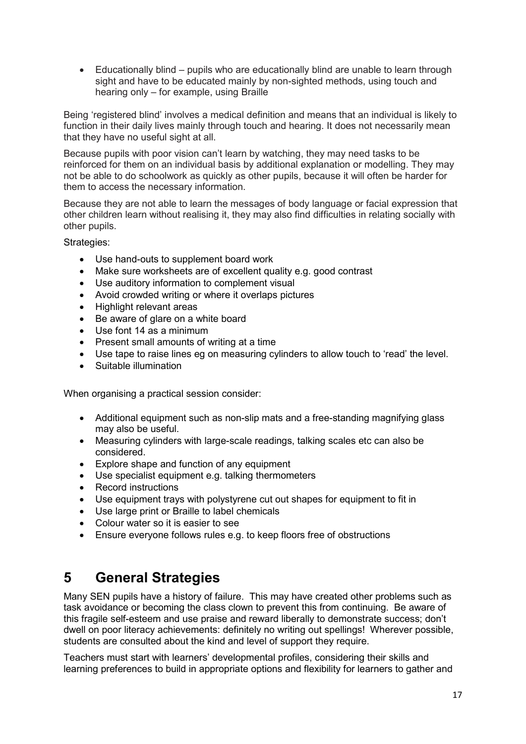- Educationally blind – pupils who are educationally blind are unable to learn through sight and have to be educated mainly by non-sighted methods, using touch and hearing only – for example, using Braille

Being 'registered blind' involves a medical definition and means that an individual is likely to function in their daily lives mainly through touch and hearing. It does not necessarily mean that they have no useful sight at all.

Because pupils with poor vision can't learn by watching, they may need tasks to be reinforced for them on an individual basis by additional explanation or modelling. They may not be able to do schoolwork as quickly as other pupils, because it will often be harder for them to access the necessary information.

Because they are not able to learn the messages of body language or facial expression that other children learn without realising it, they may also find difficulties in relating socially with other pupils.

Strategies:

- Use hand-outs to supplement board work
- Make sure worksheets are of excellent quality e.g. good contrast
- Use auditory information to complement visual
- Avoid crowded writing or where it overlaps pictures
- Highlight relevant areas
- Be aware of glare on a white board
- Use font 14 as a minimum
- Present small amounts of writing at a time
- Use tape to raise lines eg on measuring cylinders to allow touch to 'read' the level.
- Suitable illumination

When organising a practical session consider:

- Additional equipment such as non-slip mats and a free-standing magnifying glass may also be useful.
- Measuring cylinders with large-scale readings, talking scales etc can also be considered.
- Explore shape and function of any equipment
- Use specialist equipment e.g. talking thermometers
- Record instructions
- Use equipment trays with polystyrene cut out shapes for equipment to fit in
- Use large print or Braille to label chemicals
- Colour water so it is easier to see
- Ensure everyone follows rules e.g. to keep floors free of obstructions

# 5 General Strategies

Many SEN pupils have a history of failure. This may have created other problems such as task avoidance or becoming the class clown to prevent this from continuing. Be aware of this fragile self-esteem and use praise and reward liberally to demonstrate success; don't dwell on poor literacy achievements: definitely no writing out spellings! Wherever possible, students are consulted about the kind and level of support they require.

Teachers must start with learners' developmental profiles, considering their skills and learning preferences to build in appropriate options and flexibility for learners to gather and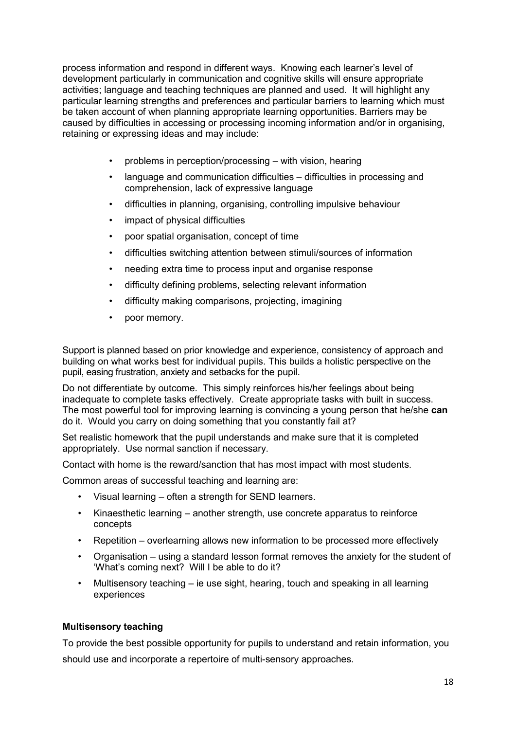process information and respond in different ways. Knowing each learner's level of development particularly in communication and cognitive skills will ensure appropriate activities; language and teaching techniques are planned and used. It will highlight any particular learning strengths and preferences and particular barriers to learning which must be taken account of when planning appropriate learning opportunities. Barriers may be caused by difficulties in accessing or processing incoming information and/or in organising, retaining or expressing ideas and may include:

- problems in perception/processing – with vision, hearing
- language and communication difficulties – difficulties in processing and comprehension, lack of expressive language
- difficulties in planning, organising, controlling impulsive behaviour
- impact of physical difficulties
- poor spatial organisation, concept of time
- difficulties switching attention between stimuli/sources of information
- needing extra time to process input and organise response
- difficulty defining problems, selecting relevant information
- difficulty making comparisons, projecting, imagining
- poor memory.

Support is planned based on prior knowledge and experience, consistency of approach and building on what works best for individual pupils. This builds a holistic perspective on the pupil, easing frustration, anxiety and setbacks for the pupil.

Do not differentiate by outcome. This simply reinforces his/her feelings about being inadequate to complete tasks effectively. Create appropriate tasks with built in success. The most powerful tool for improving learning is convincing a young person that he/she **can** do it. Would you carry on doing something that you constantly fail at?

Set realistic homework that the pupil understands and make sure that it is completed appropriately. Use normal sanction if necessary.

Contact with home is the reward/sanction that has most impact with most students.

Common areas of successful teaching and learning are:

- Visual learning – often a strength for SEND learners.
- Kinaesthetic learning – another strength, use concrete apparatus to reinforce concepts
- Repetition – overlearning allows new information to be processed more effectively
- Organisation – using a standard lesson format removes the anxiety for the student of 'What's coming next? Will I be able to do it?
- Multisensory teaching – ie use sight, hearing, touch and speaking in all learning experiences

**Multisensory teaching**

To provide the best possible opportunity for pupils to understand and retain information, you should use and incorporate a repertoire of multi-sensory approaches.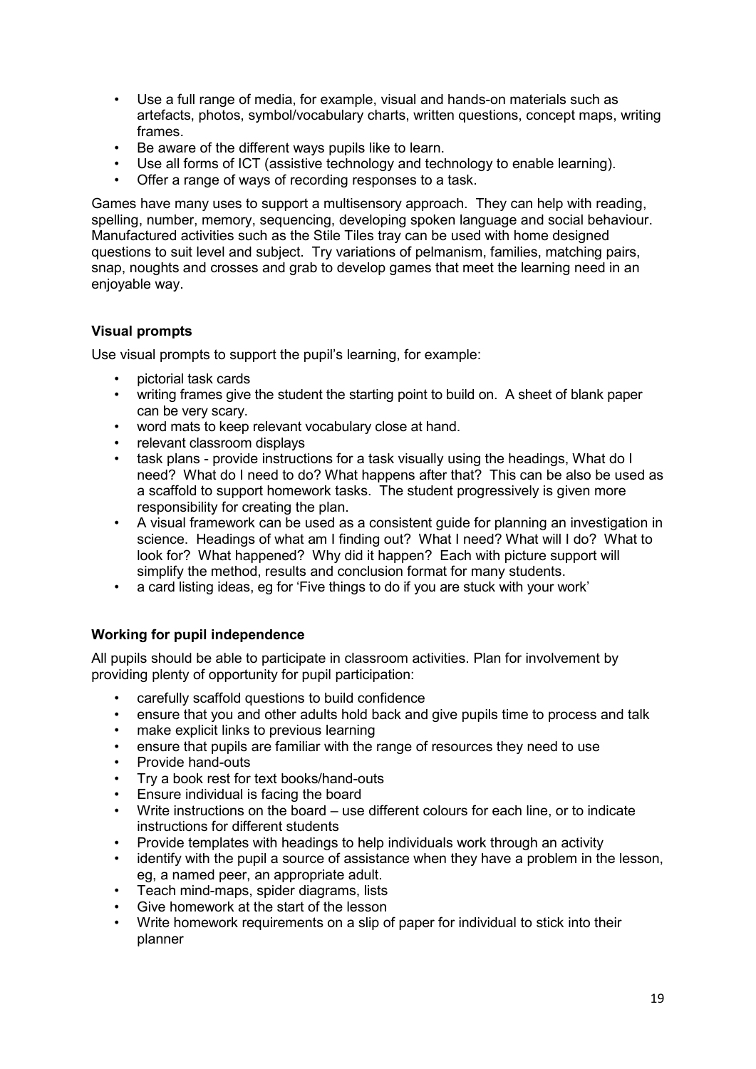- Use a full range of media, for example, visual and hands-on materials such as artefacts, photos, symbol/vocabulary charts, written questions, concept maps, writing frames.
- Be aware of the different ways pupils like to learn.
- Use all forms of ICT (assistive technology and technology to enable learning).
- Offer a range of ways of recording responses to a task.

Games have many uses to support a multisensory approach. They can help with reading, spelling, number, memory, sequencing, developing spoken language and social behaviour. Manufactured activities such as the Stile Tiles tray can be used with home designed questions to suit level and subject. Try variations of pelmanism, families, matching pairs, snap, noughts and crosses and grab to develop games that meet the learning need in an enjoyable way.

### Visual prompts

Use visual prompts to support the pupil's learning, for example:

- pictorial task cards
- writing frames give the student the starting point to build on. A sheet of blank paper can be very scary.
- word mats to keep relevant vocabulary close at hand.
- relevant classroom displays
- task plans - provide instructions for a task visually using the headings, What do I need? What do I need to do? What happens after that? This can be also be used as a scaffold to support homework tasks. The student progressively is given more responsibility for creating the plan.
- A visual framework can be used as a consistent guide for planning an investigation in science. Headings of what am I finding out? What I need? What will I do? What to look for? What happened? Why did it happen? Each with picture support will simplify the method, results and conclusion format for many students.
- a card listing ideas, eg for 'Five things to do if you are stuck with your work'

### Working for pupil independence

All pupils should be able to participate in classroom activities. Plan for involvement by providing plenty of opportunity for pupil participation:

- carefully scaffold questions to build confidence
- ensure that you and other adults hold back and give pupils time to process and talk
- make explicit links to previous learning
- ensure that pupils are familiar with the range of resources they need to use
- Provide hand-outs
- Try a book rest for text books/hand-outs
- Ensure individual is facing the board
- Write instructions on the board – use different colours for each line, or to indicate instructions for different students
- Provide templates with headings to help individuals work through an activity
- identify with the pupil a source of assistance when they have a problem in the lesson, eg, a named peer, an appropriate adult.
- Teach mind-maps, spider diagrams, lists
- Give homework at the start of the lesson
- Write homework requirements on a slip of paper for individual to stick into their planner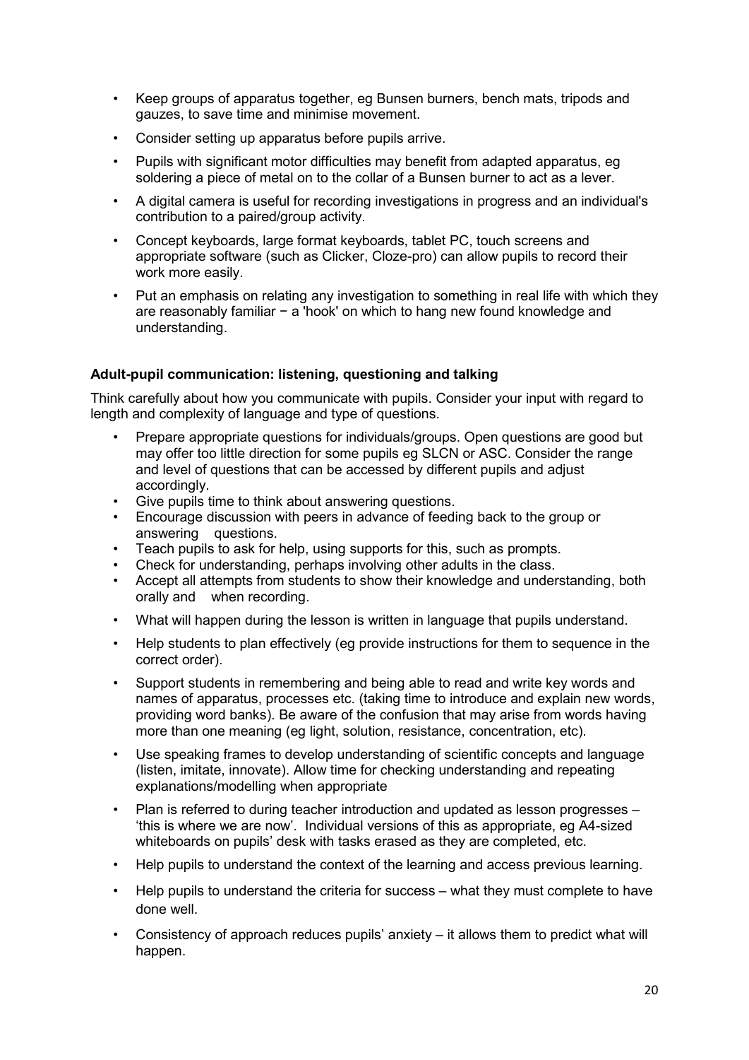- Keep groups of apparatus together, eg Bunsen burners, bench mats, tripods and gauzes, to save time and minimise movement.
- Consider setting up apparatus before pupils arrive.
- Pupils with significant motor difficulties may benefit from adapted apparatus, eg soldering a piece of metal on to the collar of a Bunsen burner to act as a lever.
- A digital camera is useful for recording investigations in progress and an individual's contribution to a paired/group activity.
- Concept keyboards, large format keyboards, tablet PC, touch screens and appropriate software (such as Clicker, Cloze-pro) can allow pupils to record their work more easily.
- Put an emphasis on relating any investigation to something in real life with which they are reasonably familiar − a 'hook' on which to hang new found knowledge and understanding.

**Adult-pupil communication: listening, questioning and talking**

Think carefully about how you communicate with pupils. Consider your input with regard to length and complexity of language and type of questions.

- Prepare appropriate questions for individuals/groups. Open questions are good but may offer too little direction for some pupils eg SLCN or ASC. Consider the range and level of questions that can be accessed by different pupils and adjust accordingly.
- Give pupils time to think about answering questions.
- Encourage discussion with peers in advance of feeding back to the group or answering questions.
- Teach pupils to ask for help, using supports for this, such as prompts.
- Check for understanding, perhaps involving other adults in the class.
- Accept all attempts from students to show their knowledge and understanding, both orally and when recording.
- What will happen during the lesson is written in language that pupils understand.
- Help students to plan effectively (eg provide instructions for them to sequence in the correct order).
- Support students in remembering and being able to read and write key words and names of apparatus, processes etc. (taking time to introduce and explain new words, providing word banks). Be aware of the confusion that may arise from words having more than one meaning (eg light, solution, resistance, concentration, etc).
- Use speaking frames to develop understanding of scientific concepts and language (listen, imitate, innovate). Allow time for checking understanding and repeating explanations/modelling when appropriate
- Plan is referred to during teacher introduction and updated as lesson progresses – 'this is where we are now'. Individual versions of this as appropriate, eg A4-sized whiteboards on pupils' desk with tasks erased as they are completed, etc.
- Help pupils to understand the context of the learning and access previous learning.
- Help pupils to understand the criteria for success – what they must complete to have done well.
- Consistency of approach reduces pupils' anxiety – it allows them to predict what will happen.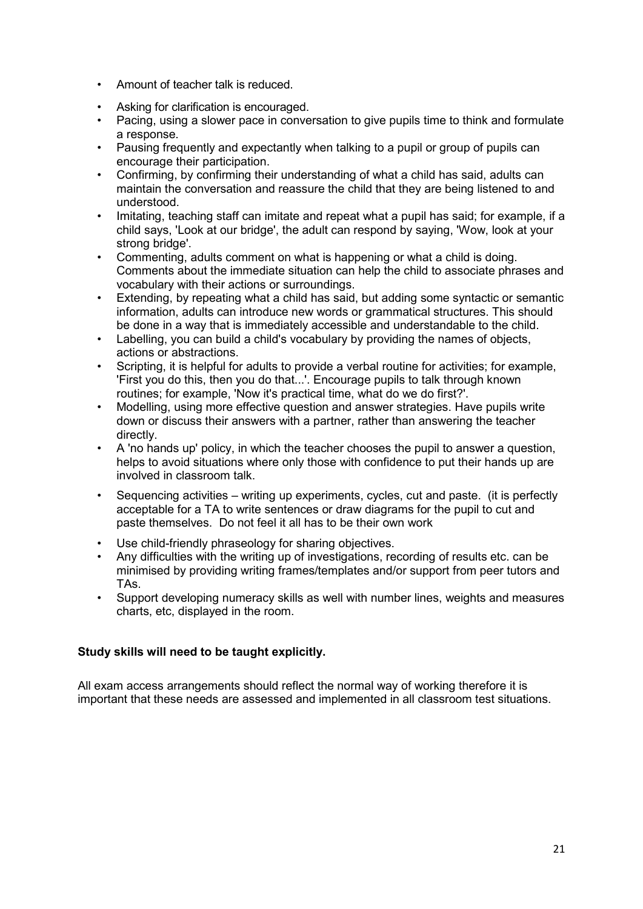- Amount of teacher talk is reduced.
- Asking for clarification is encouraged.
- Pacing, using a slower pace in conversation to give pupils time to think and formulate a response.
- Pausing frequently and expectantly when talking to a pupil or group of pupils can encourage their participation.
- Confirming, by confirming their understanding of what a child has said, adults can maintain the conversation and reassure the child that they are being listened to and understood.
- Imitating, teaching staff can imitate and repeat what a pupil has said; for example, if a child says, 'Look at our bridge', the adult can respond by saying, 'Wow, look at your strong bridge'.
- Commenting, adults comment on what is happening or what a child is doing. Comments about the immediate situation can help the child to associate phrases and vocabulary with their actions or surroundings.
- Extending, by repeating what a child has said, but adding some syntactic or semantic information, adults can introduce new words or grammatical structures. This should be done in a way that is immediately accessible and understandable to the child.
- Labelling, you can build a child's vocabulary by providing the names of objects, actions or abstractions.
- Scripting, it is helpful for adults to provide a verbal routine for activities; for example, 'First you do this, then you do that...'. Encourage pupils to talk through known routines; for example, 'Now it's practical time, what do we do first?'.
- Modelling, using more effective question and answer strategies. Have pupils write down or discuss their answers with a partner, rather than answering the teacher directly.
- A 'no hands up' policy, in which the teacher chooses the pupil to answer a question, helps to avoid situations where only those with confidence to put their hands up are involved in classroom talk.
- Sequencing activities – writing up experiments, cycles, cut and paste. (it is perfectly acceptable for a TA to write sentences or draw diagrams for the pupil to cut and paste themselves. Do not feel it all has to be their own work
- Use child-friendly phraseology for sharing objectives.
- Any difficulties with the writing up of investigations, recording of results etc. can be minimised by providing writing frames/templates and/or support from peer tutors and TAs.
- Support developing numeracy skills as well with number lines, weights and measures charts, etc, displayed in the room.

**Study skills will need to be taught explicitly.**

All exam access arrangements should reflect the normal way of working therefore it is important that these needs are assessed and implemented in all classroom test situations.